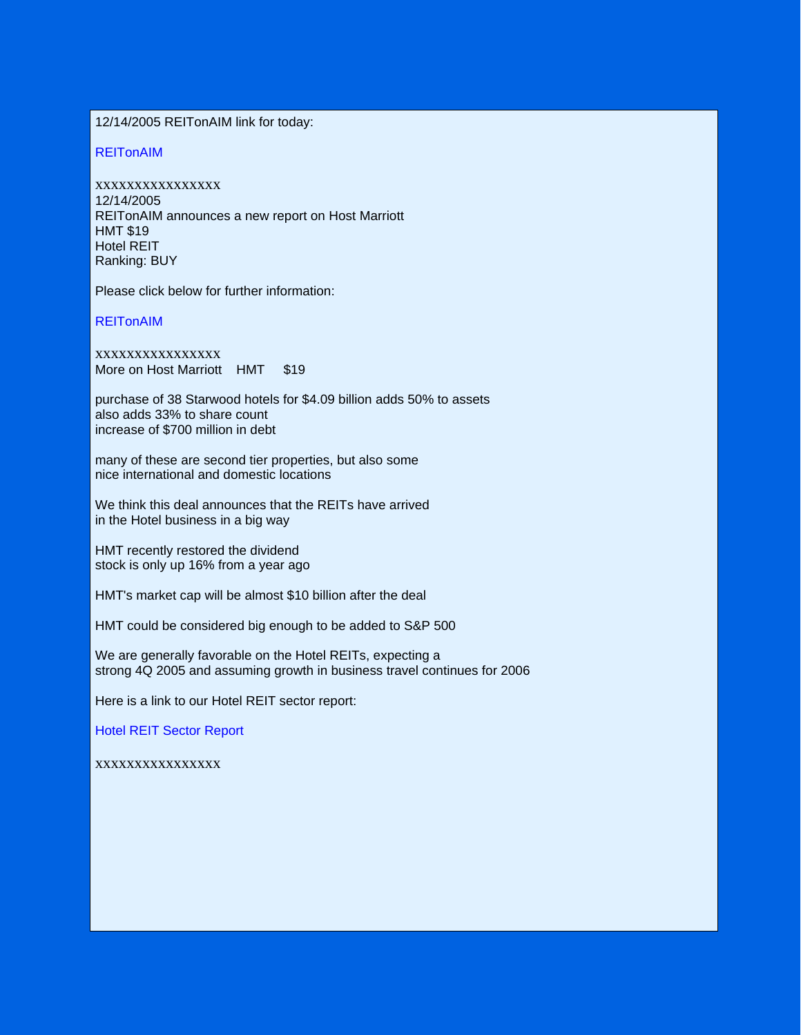12/14/2005 REITonAIM link for today:

REITonAIM

xxxxxxxxxxxxxxxx
12/14/2005
REITonAIM announces a new report on Host Marriott
HMT $19
Hotel REIT
Ranking: BUY

Please click below for further information:

REITonAIM

xxxxxxxxxxxxxxxx
More on Host Marriott HMT $19

purchase of 38 Starwood hotels for $4.09 billion adds 50% to assets
also adds 33% to share count
increase of $700 million in debt

many of these are second tier properties, but also some
nice international and domestic locations

We think this deal announces that the REITs have arrived
in the Hotel business in a big way

HMT recently restored the dividend
stock is only up 16% from a year ago

HMT's market cap will be almost $10 billion after the deal

HMT could be considered big enough to be added to S&P 500

We are generally favorable on the Hotel REITs, expecting a
strong 4Q 2005 and assuming growth in business travel continues for 2006

Here is a link to our Hotel REIT sector report:

Hotel REIT Sector Report

xxxxxxxxxxxxxxxx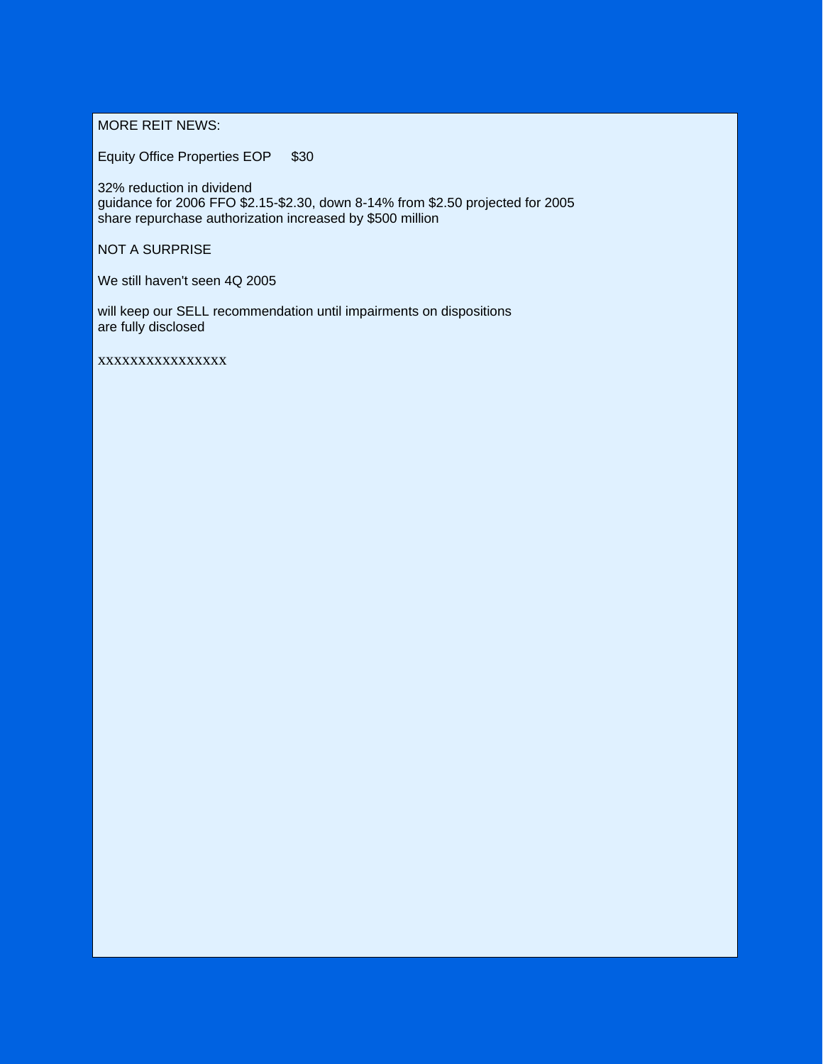MORE REIT NEWS:

Equity Office Properties EOP    $30

32% reduction in dividend
guidance for 2006 FFO $2.15-$2.30, down 8-14% from $2.50 projected for 2005
share repurchase authorization increased by $500 million

NOT A SURPRISE

We still haven't seen 4Q 2005

will keep our SELL recommendation until impairments on dispositions
are fully disclosed

xxxxxxxxxxxxxxx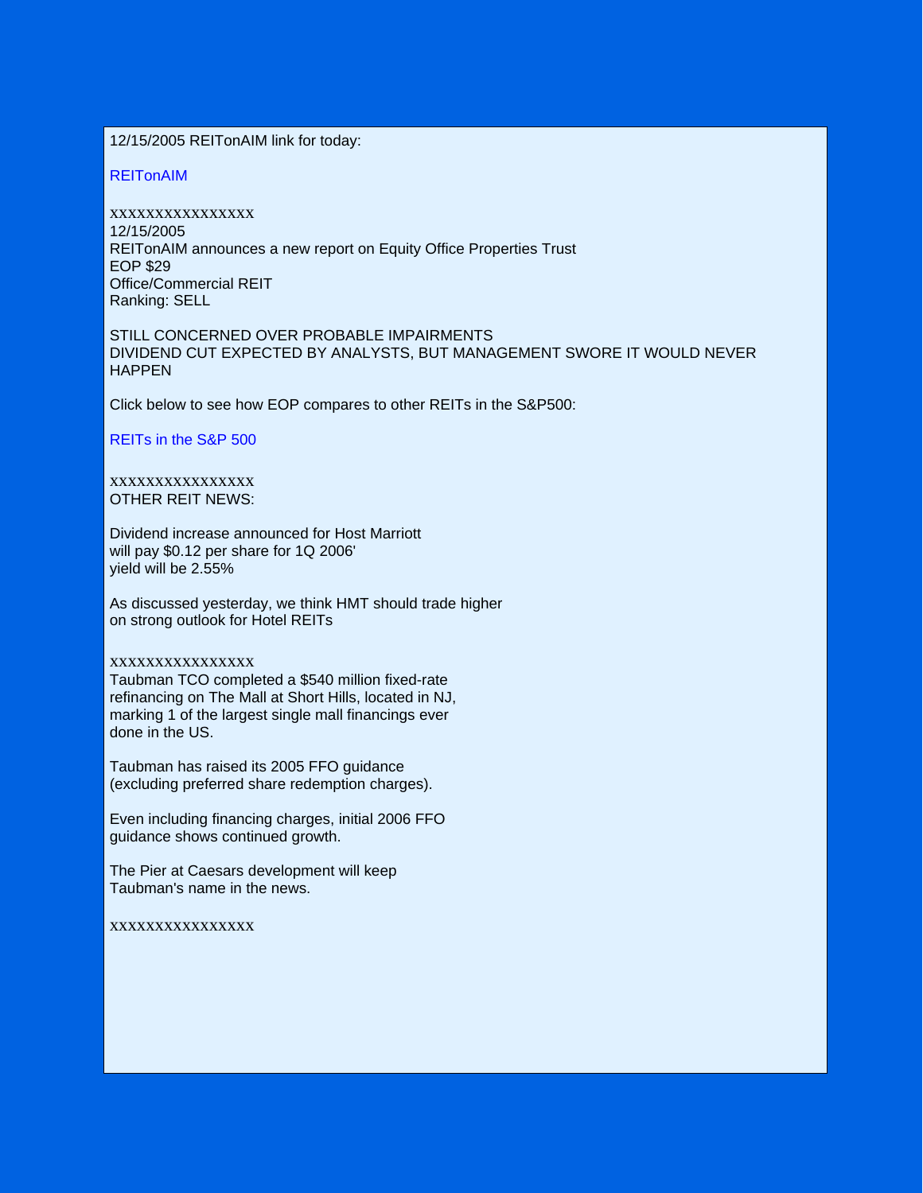12/15/2005 REITonAIM link for today:

REITonAIM

xxxxxxxxxxxxxxxx

12/15/2005
REITonAIM announces a new report on Equity Office Properties Trust
EOP $29
Office/Commercial REIT
Ranking: SELL

STILL CONCERNED OVER PROBABLE IMPAIRMENTS
DIVIDEND CUT EXPECTED BY ANALYSTS, BUT MANAGEMENT SWORE IT WOULD NEVER HAPPEN

Click below to see how EOP compares to other REITs in the S&P500:

REITs in the S&P 500

xxxxxxxxxxxxxxxx

OTHER REIT NEWS:

Dividend increase announced for Host Marriott
will pay $0.12 per share for 1Q 2006'
yield will be 2.55%

As discussed yesterday, we think HMT should trade higher
on strong outlook for Hotel REITs

xxxxxxxxxxxxxxxx

Taubman TCO completed a $540 million fixed-rate
refinancing on The Mall at Short Hills, located in NJ,
marking 1 of the largest single mall financings ever
done in the US.

Taubman has raised its 2005 FFO guidance
(excluding preferred share redemption charges).

Even including financing charges, initial 2006 FFO
guidance shows continued growth.

The Pier at Caesars development will keep
Taubman's name in the news.

xxxxxxxxxxxxxxxx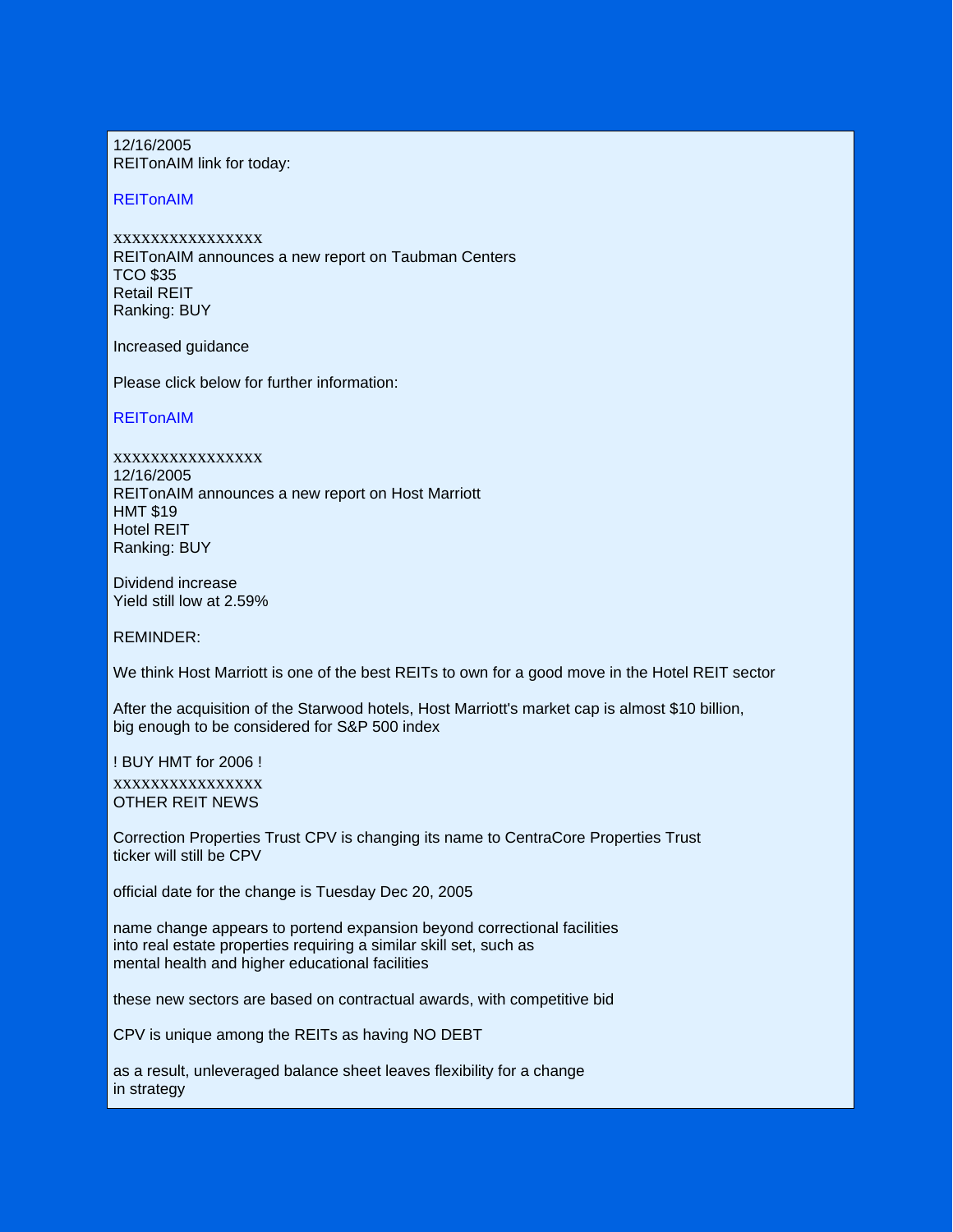12/16/2005
REITonAIM link for today:

REITonAIM

xxxxxxxxxxxxxxxx
REITonAIM announces a new report on Taubman Centers
TCO $35
Retail REIT
Ranking: BUY

Increased guidance

Please click below for further information:

REITonAIM

xxxxxxxxxxxxxxxx
12/16/2005
REITonAIM announces a new report on Host Marriott
HMT $19
Hotel REIT
Ranking: BUY

Dividend increase
Yield still low at 2.59%

REMINDER:

We think Host Marriott is one of the best REITs to own for a good move in the Hotel REIT sector

After the acquisition of the Starwood hotels, Host Marriott's market cap is almost $10 billion,
big enough to be considered for S&P 500 index

! BUY HMT for 2006 !
xxxxxxxxxxxxxxxx
OTHER REIT NEWS

Correction Properties Trust CPV is changing its name to CentraCore Properties Trust
ticker will still be CPV

official date for the change is Tuesday Dec 20, 2005

name change appears to portend expansion beyond correctional facilities
into real estate properties requiring a similar skill set, such as
mental health and higher educational facilities

these new sectors are based on contractual awards, with competitive bid

CPV is unique among the REITs as having NO DEBT

as a result, unleveraged balance sheet leaves flexibility for a change
in strategy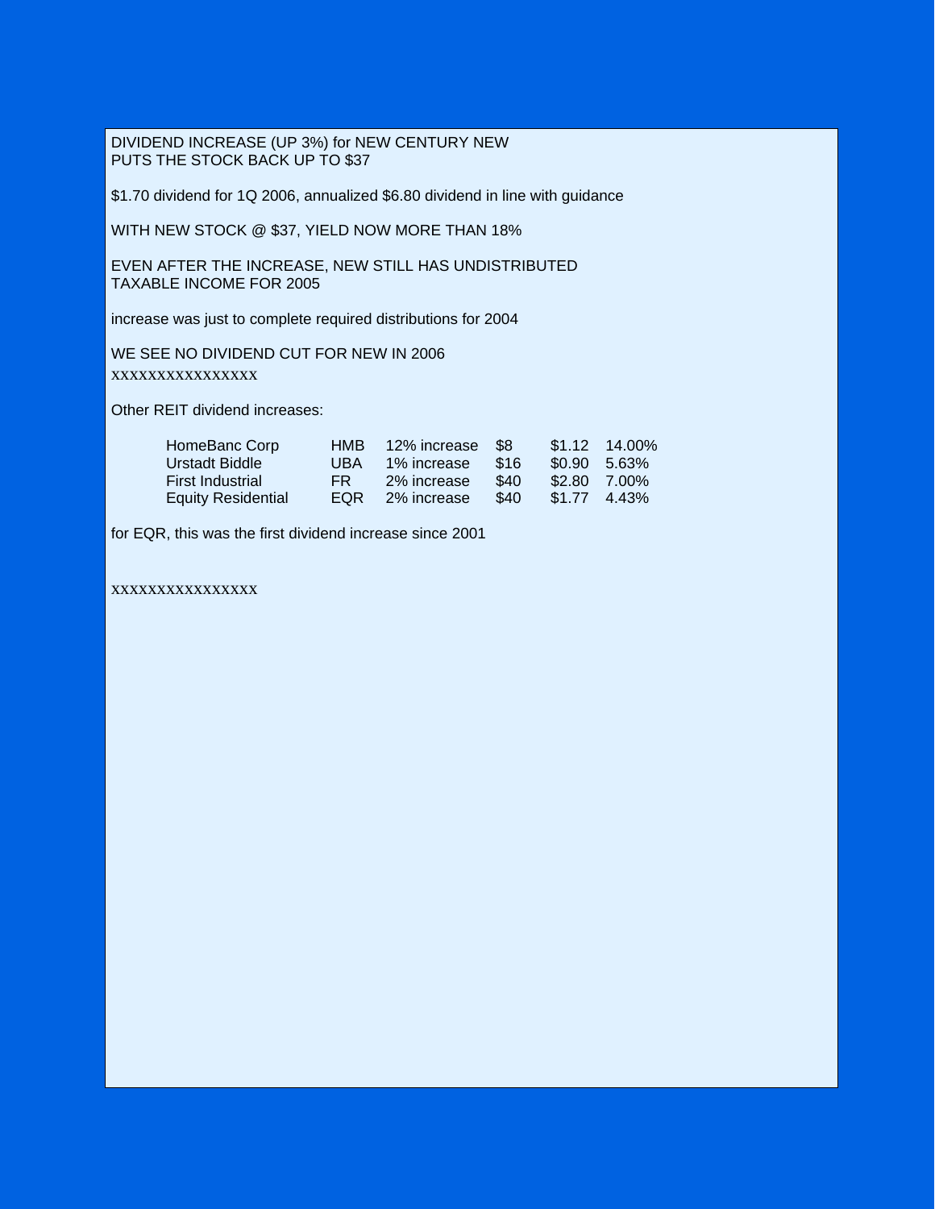DIVIDEND INCREASE (UP 3%) for NEW CENTURY NEW
PUTS THE STOCK BACK UP TO $37

$1.70 dividend for 1Q 2006, annualized $6.80 dividend in line with guidance

WITH NEW STOCK @ $37, YIELD NOW MORE THAN 18%

EVEN AFTER THE INCREASE, NEW STILL HAS UNDISTRIBUTED
TAXABLE INCOME FOR 2005

increase was just to complete required distributions for 2004

WE SEE NO DIVIDEND CUT FOR NEW IN 2006

xxxxxxxxxxxxxxxx

Other REIT dividend increases:

| | | | | | |
|---|---|---|---|---|---|
| HomeBanc Corp | HMB | 12% increase | $8 | $1.12 | 14.00% |
| Urstadt Biddle | UBA | 1% increase | $16 | $0.90 | 5.63% |
| First Industrial | FR | 2% increase | $40 | $2.80 | 7.00% |
| Equity Residential | EQR | 2% increase | $40 | $1.77 | 4.43% |

for EQR, this was the first dividend increase since 2001

xxxxxxxxxxxxxxxx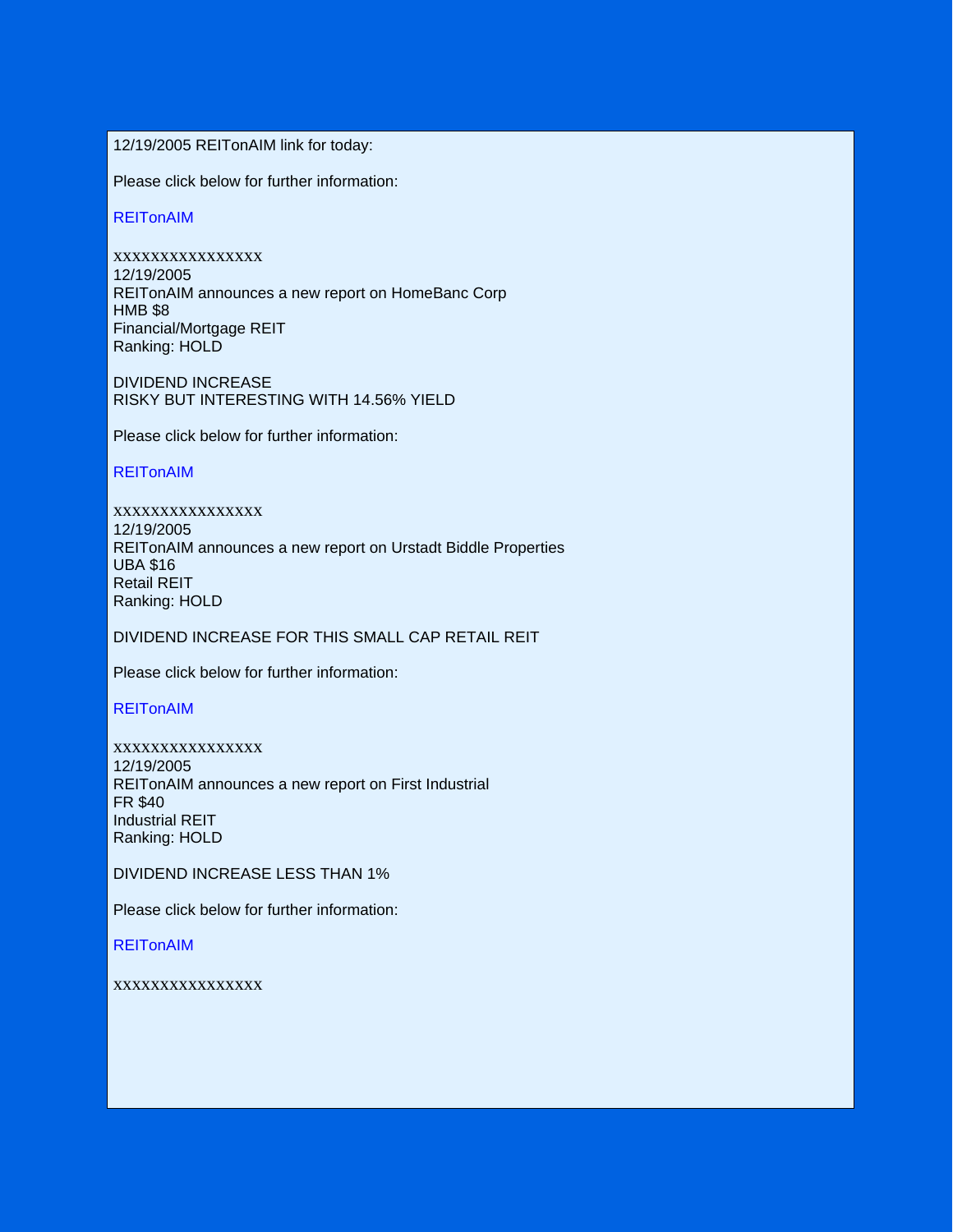12/19/2005 REITonAIM link for today:

Please click below for further information:

REITonAIM

xxxxxxxxxxxxxxxx
12/19/2005
REITonAIM announces a new report on HomeBanc Corp
HMB $8
Financial/Mortgage REIT
Ranking: HOLD

DIVIDEND INCREASE
RISKY BUT INTERESTING WITH 14.56% YIELD

Please click below for further information:

REITonAIM

xxxxxxxxxxxxxxxx
12/19/2005
REITonAIM announces a new report on Urstadt Biddle Properties
UBA $16
Retail REIT
Ranking: HOLD

DIVIDEND INCREASE FOR THIS SMALL CAP RETAIL REIT

Please click below for further information:

REITonAIM

xxxxxxxxxxxxxxxx
12/19/2005
REITonAIM announces a new report on First Industrial
FR $40
Industrial REIT
Ranking: HOLD

DIVIDEND INCREASE LESS THAN 1%

Please click below for further information:

REITonAIM

xxxxxxxxxxxxxxxx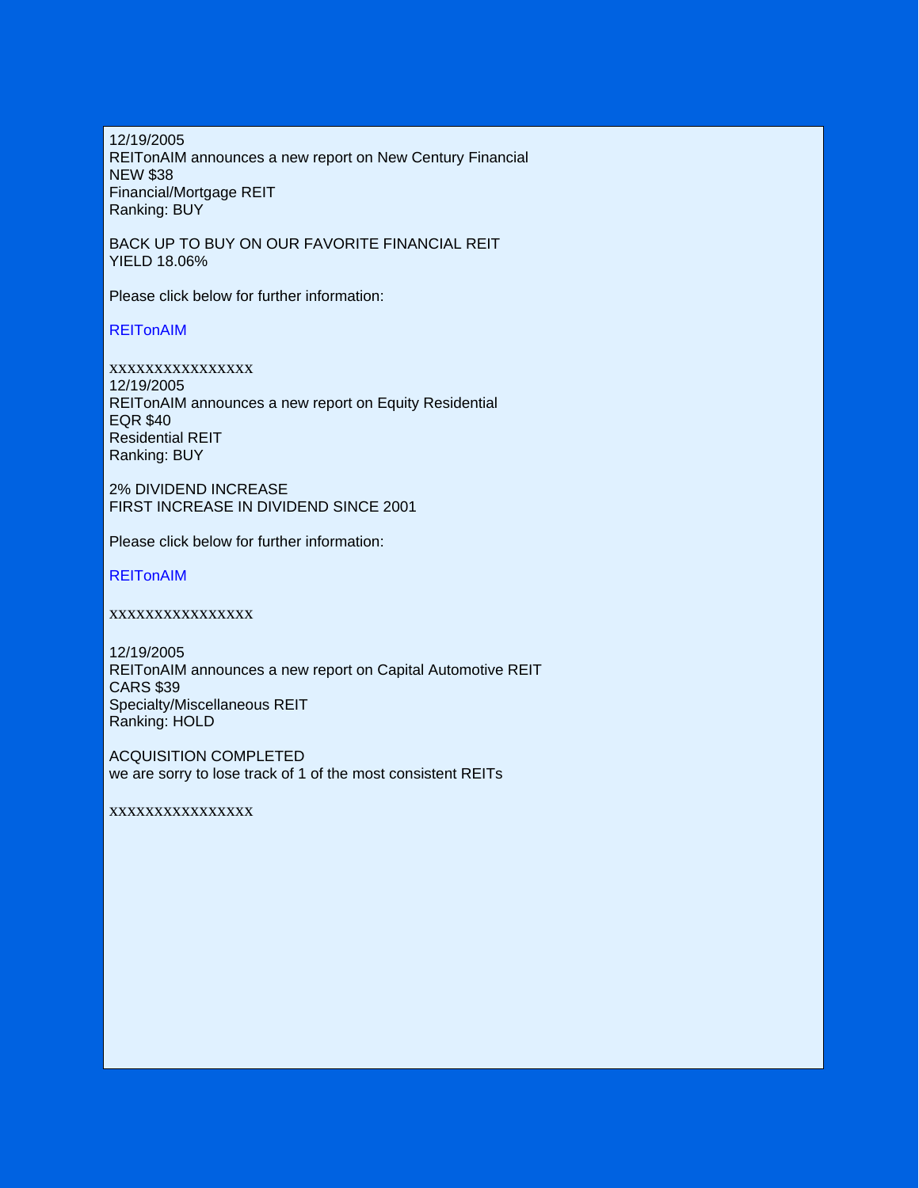12/19/2005
REITonAIM announces a new report on New Century Financial
NEW $38
Financial/Mortgage REIT
Ranking: BUY

BACK UP TO BUY ON OUR FAVORITE FINANCIAL REIT
YIELD 18.06%

Please click below for further information:

REITonAIM

xxxxxxxxxxxxxxxx
12/19/2005
REITonAIM announces a new report on Equity Residential
EQR $40
Residential REIT
Ranking: BUY

2% DIVIDEND INCREASE
FIRST INCREASE IN DIVIDEND SINCE 2001

Please click below for further information:

REITonAIM

xxxxxxxxxxxxxxxx

12/19/2005
REITonAIM announces a new report on Capital Automotive REIT
CARS $39
Specialty/Miscellaneous REIT
Ranking: HOLD

ACQUISITION COMPLETED
we are sorry to lose track of 1 of the most consistent REITs

xxxxxxxxxxxxxxxx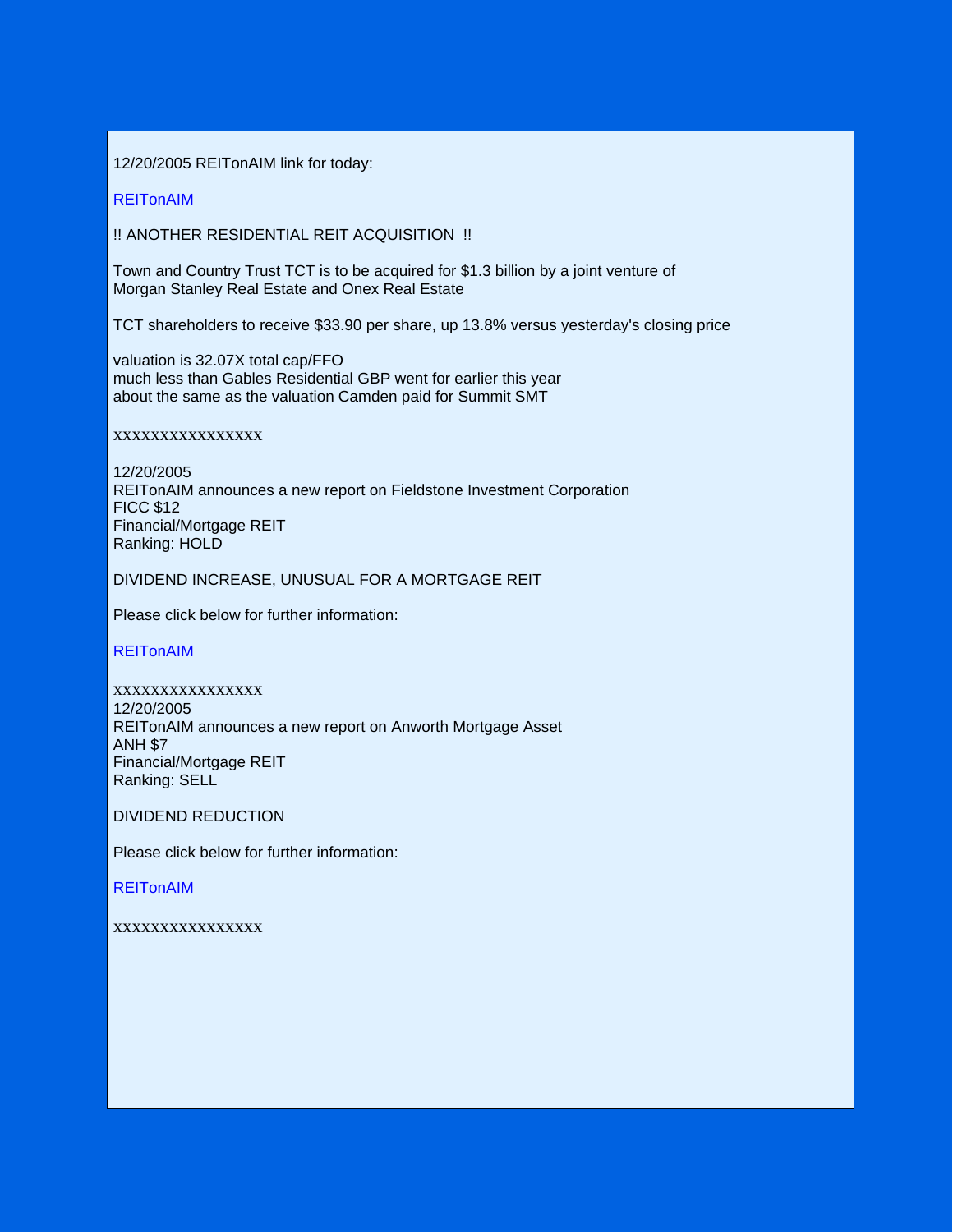12/20/2005 REITonAIM link for today:

REITonAIM

!! ANOTHER RESIDENTIAL REIT ACQUISITION !!

Town and Country Trust TCT is to be acquired for $1.3 billion by a joint venture of
Morgan Stanley Real Estate and Onex Real Estate

TCT shareholders to receive $33.90 per share, up 13.8% versus yesterday's closing price

valuation is 32.07X total cap/FFO
much less than Gables Residential GBP went for earlier this year
about the same as the valuation Camden paid for Summit SMT

xxxxxxxxxxxxxxxx

12/20/2005
REITonAIM announces a new report on Fieldstone Investment Corporation
FICC $12
Financial/Mortgage REIT
Ranking: HOLD

DIVIDEND INCREASE, UNUSUAL FOR A MORTGAGE REIT

Please click below for further information:

REITonAIM

xxxxxxxxxxxxxxxx
12/20/2005
REITonAIM announces a new report on Anworth Mortgage Asset
ANH $7
Financial/Mortgage REIT
Ranking: SELL

DIVIDEND REDUCTION

Please click below for further information:

REITonAIM

xxxxxxxxxxxxxxxx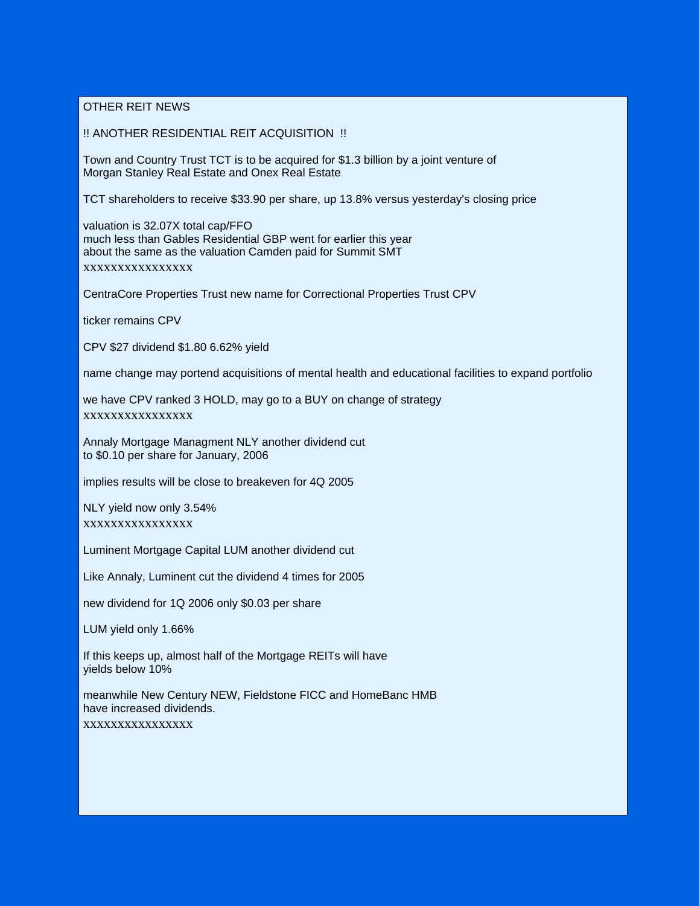OTHER REIT NEWS

!! ANOTHER RESIDENTIAL REIT ACQUISITION !!

Town and Country Trust TCT is to be acquired for $1.3 billion by a joint venture of
Morgan Stanley Real Estate and Onex Real Estate

TCT shareholders to receive $33.90 per share, up 13.8% versus yesterday's closing price

valuation is 32.07X total cap/FFO
much less than Gables Residential GBP went for earlier this year
about the same as the valuation Camden paid for Summit SMT
xxxxxxxxxxxxxxx

CentraCore Properties Trust new name for Correctional Properties Trust CPV

ticker remains CPV

CPV $27 dividend $1.80 6.62% yield

name change may portend acquisitions of mental health and educational facilities to expand portfolio

we have CPV ranked 3 HOLD, may go to a BUY on change of strategy
xxxxxxxxxxxxxxx

Annaly Mortgage Managment NLY another dividend cut
to $0.10 per share for January, 2006

implies results will be close to breakeven for 4Q 2005

NLY yield now only 3.54%
xxxxxxxxxxxxxxx

Luminent Mortgage Capital LUM another dividend cut

Like Annaly, Luminent cut the dividend 4 times for 2005

new dividend for 1Q 2006 only $0.03 per share

LUM yield only 1.66%

If this keeps up, almost half of the Mortgage REITs will have
yields below 10%

meanwhile New Century NEW, Fieldstone FICC and HomeBanc HMB
have increased dividends.
xxxxxxxxxxxxxxx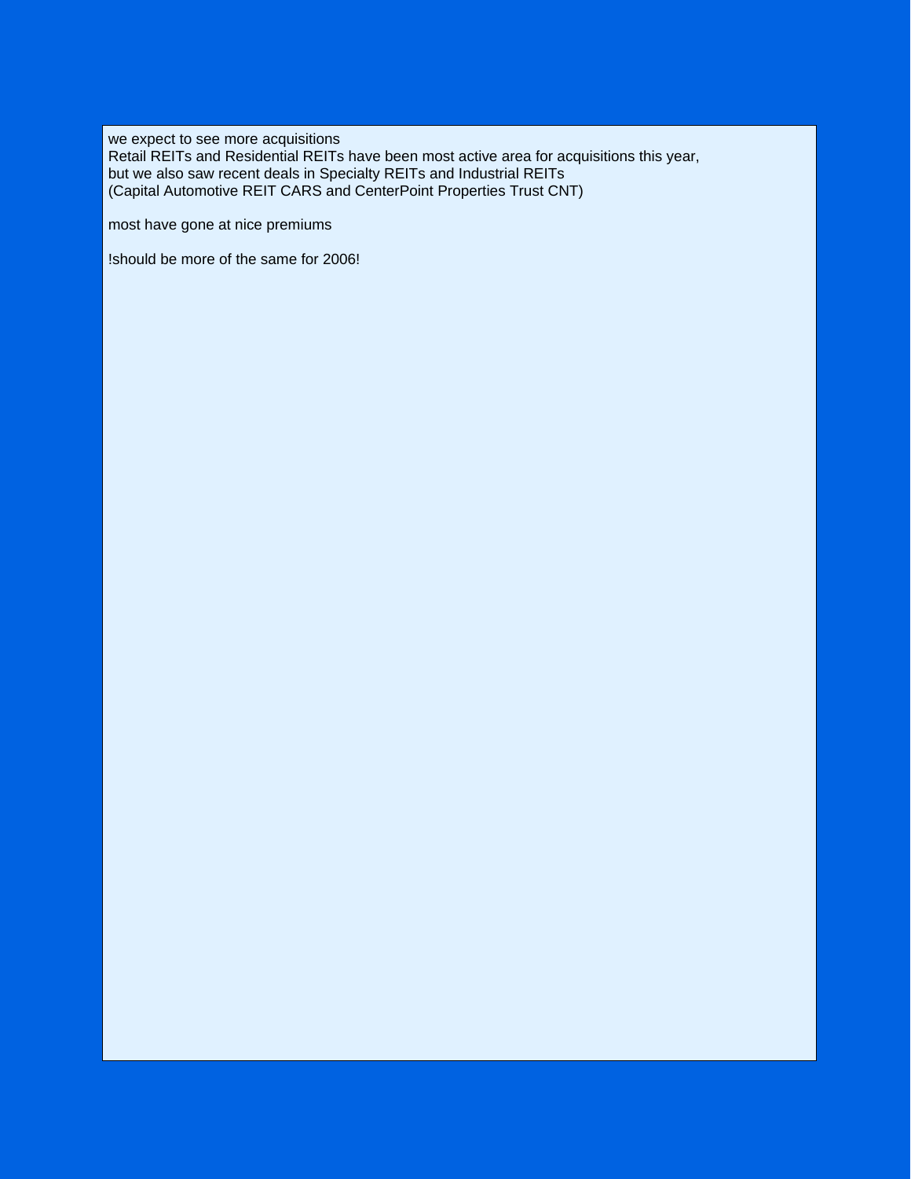we expect to see more acquisitions
Retail REITs and Residential REITs have been most active area for acquisitions this year,
but we also saw recent deals in Specialty REITs and Industrial REITs
(Capital Automotive REIT CARS and CenterPoint Properties Trust CNT)

most have gone at nice premiums

!should be more of the same for 2006!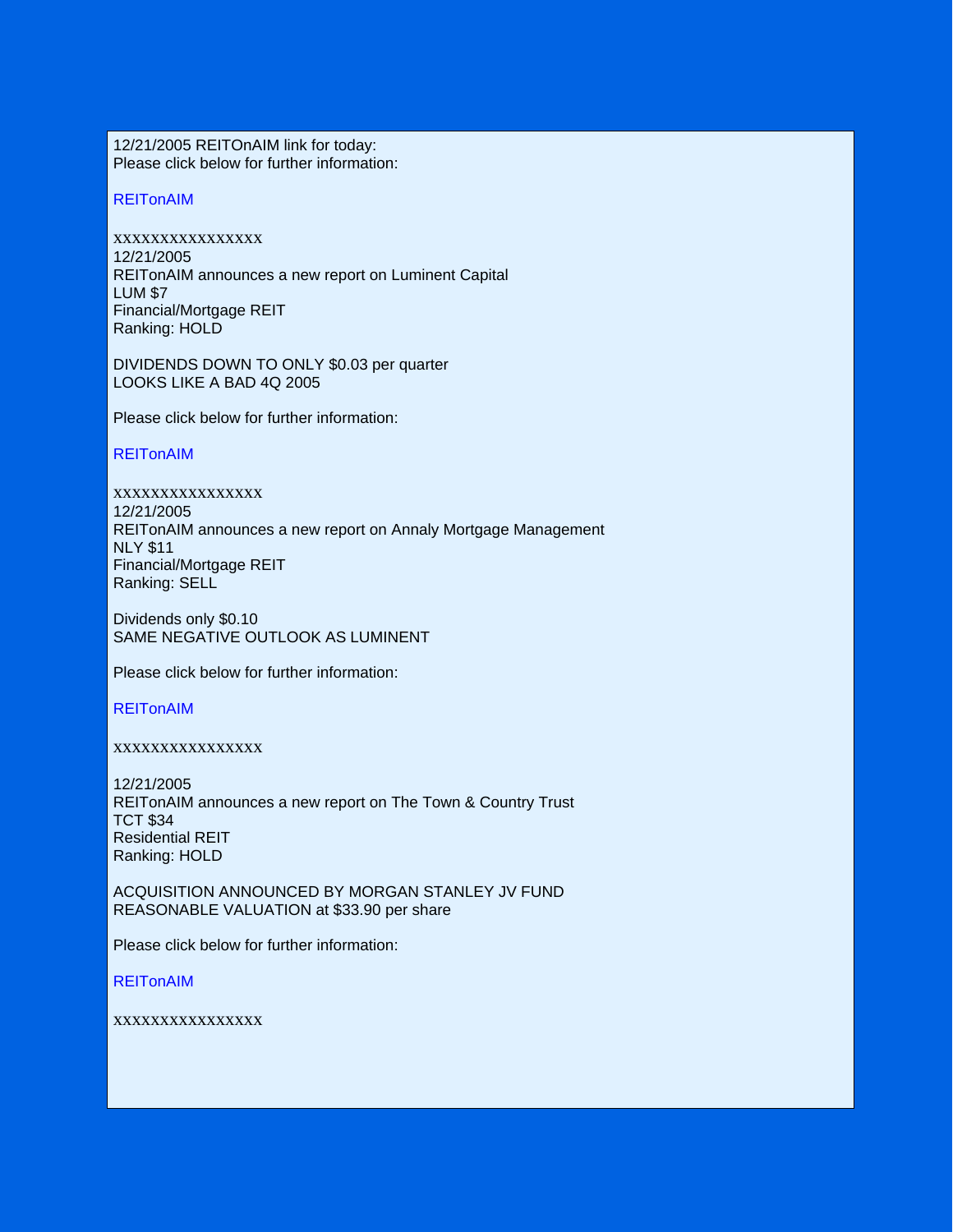12/21/2005 REITOnAIM link for today:
Please click below for further information:

REITonAIM

xxxxxxxxxxxxxxxx

12/21/2005
REITonAIM announces a new report on Luminent Capital
LUM $7
Financial/Mortgage REIT
Ranking: HOLD

DIVIDENDS DOWN TO ONLY $0.03 per quarter
LOOKS LIKE A BAD 4Q 2005

Please click below for further information:

REITonAIM

xxxxxxxxxxxxxxxx

12/21/2005
REITonAIM announces a new report on Annaly Mortgage Management
NLY $11
Financial/Mortgage REIT
Ranking: SELL

Dividends only $0.10
SAME NEGATIVE OUTLOOK AS LUMINENT

Please click below for further information:

REITonAIM

xxxxxxxxxxxxxxxx

12/21/2005
REITonAIM announces a new report on The Town & Country Trust
TCT $34
Residential REIT
Ranking: HOLD

ACQUISITION ANNOUNCED BY MORGAN STANLEY JV FUND
REASONABLE VALUATION at $33.90 per share

Please click below for further information:

REITonAIM

xxxxxxxxxxxxxxxx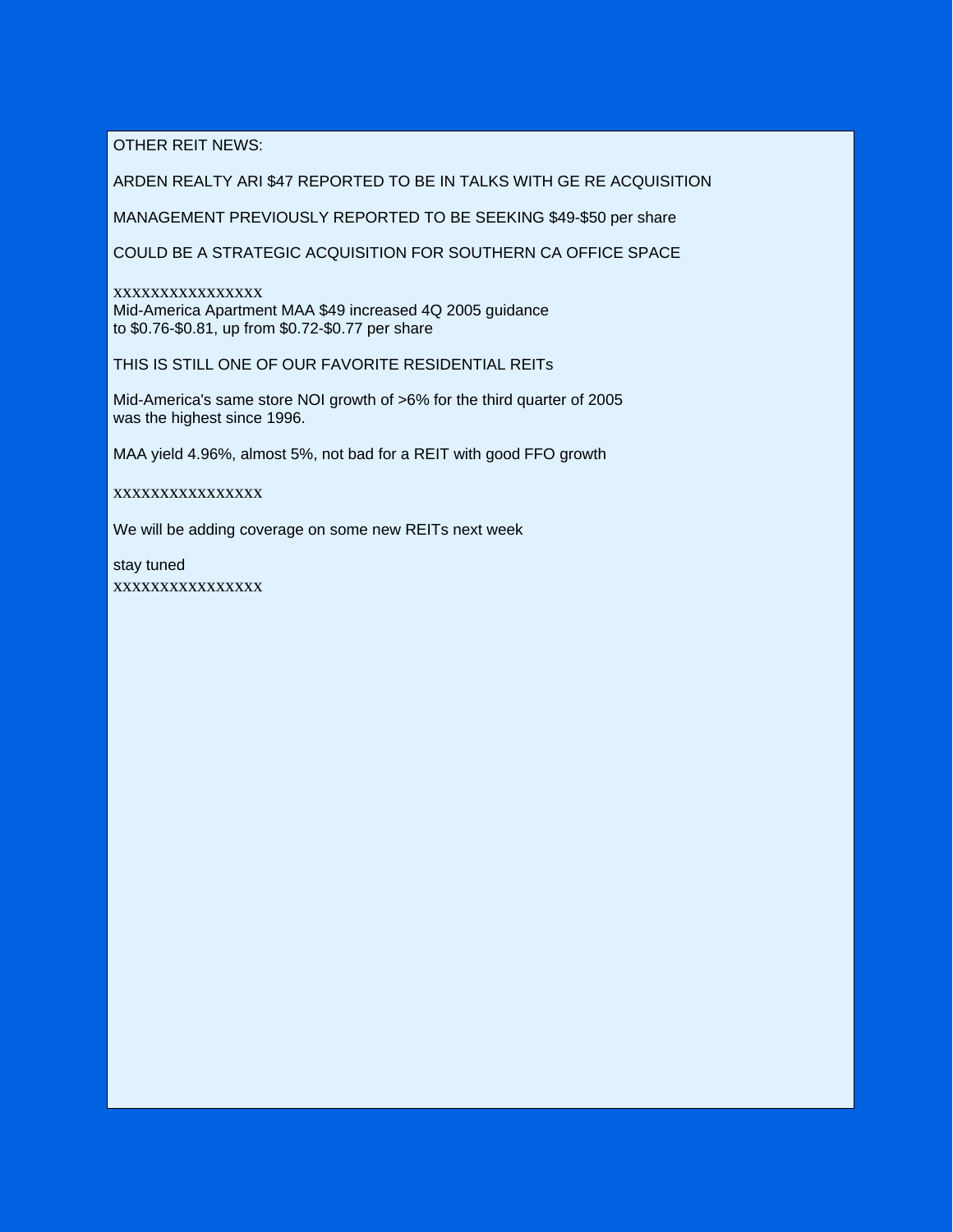OTHER REIT NEWS:

ARDEN REALTY ARI $47 REPORTED TO BE IN TALKS WITH GE RE ACQUISITION

MANAGEMENT PREVIOUSLY REPORTED TO BE SEEKING $49-$50 per share

COULD BE A STRATEGIC ACQUISITION FOR SOUTHERN CA OFFICE SPACE

xxxxxxxxxxxxxxxx

Mid-America Apartment MAA $49 increased 4Q 2005 guidance
to $0.76-$0.81, up from $0.72-$0.77 per share

THIS IS STILL ONE OF OUR FAVORITE RESIDENTIAL REITs

Mid-America's same store NOI growth of >6% for the third quarter of 2005
was the highest since 1996.

MAA yield 4.96%, almost 5%, not bad for a REIT with good FFO growth

xxxxxxxxxxxxxxxx

We will be adding coverage on some new REITs next week

stay tuned

xxxxxxxxxxxxxxxx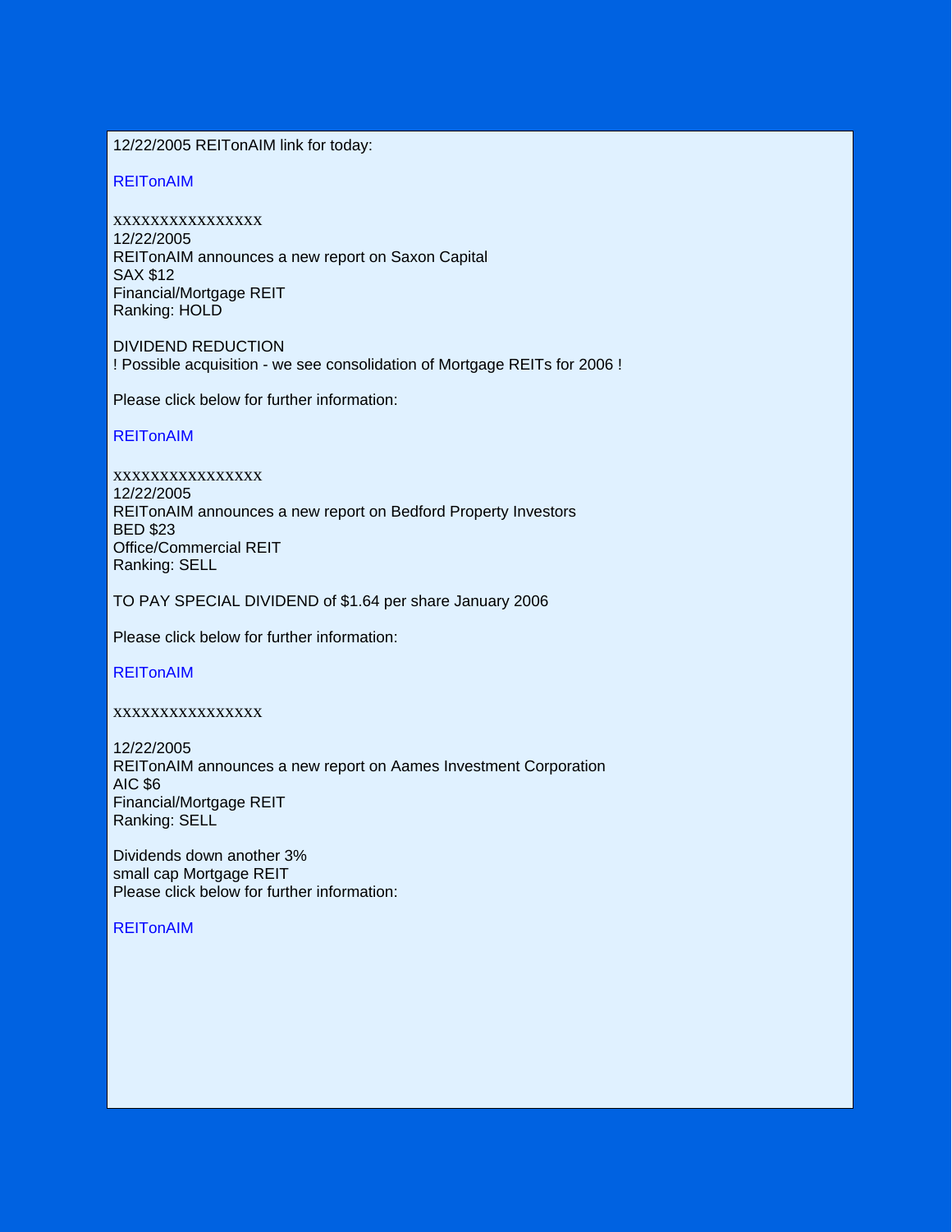12/22/2005 REITonAIM link for today:

REITonAIM

xxxxxxxxxxxxxxxx
12/22/2005
REITonAIM announces a new report on Saxon Capital
SAX $12
Financial/Mortgage REIT
Ranking: HOLD

DIVIDEND REDUCTION
! Possible acquisition - we see consolidation of Mortgage REITs for 2006 !

Please click below for further information:

REITonAIM

xxxxxxxxxxxxxxxx
12/22/2005
REITonAIM announces a new report on Bedford Property Investors
BED $23
Office/Commercial REIT
Ranking: SELL

TO PAY SPECIAL DIVIDEND of $1.64 per share January 2006

Please click below for further information:

REITonAIM

xxxxxxxxxxxxxxxx

12/22/2005
REITonAIM announces a new report on Aames Investment Corporation
AIC $6
Financial/Mortgage REIT
Ranking: SELL

Dividends down another 3%
small cap Mortgage REIT
Please click below for further information:

REITonAIM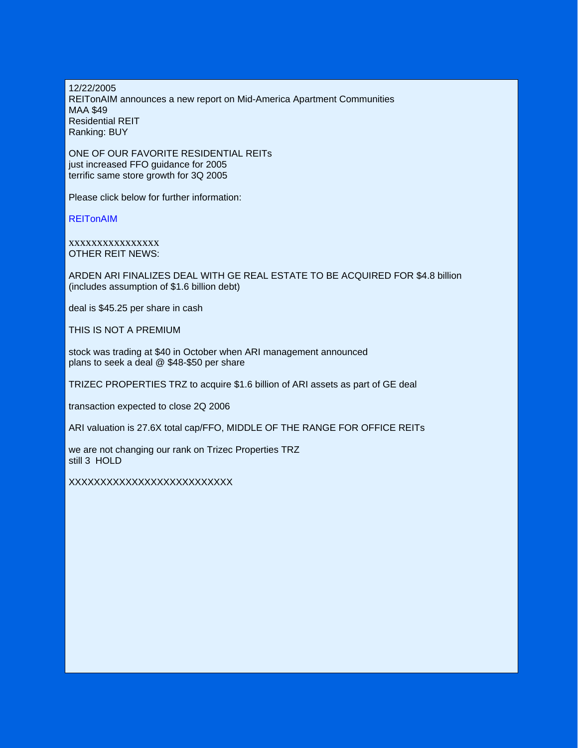12/22/2005
REITonAIM announces a new report on Mid-America Apartment Communities
MAA $49
Residential REIT
Ranking: BUY

ONE OF OUR FAVORITE RESIDENTIAL REITs
just increased FFO guidance for 2005
terrific same store growth for 3Q 2005

Please click below for further information:

REITonAIM

xxxxxxxxxxxxxxxx
OTHER REIT NEWS:

ARDEN ARI FINALIZES DEAL WITH GE REAL ESTATE TO BE ACQUIRED FOR $4.8 billion (includes assumption of $1.6 billion debt)

deal is $45.25 per share in cash

THIS IS NOT A PREMIUM

stock was trading at $40 in October when ARI management announced plans to seek a deal @ $48-$50 per share

TRIZEC PROPERTIES TRZ to acquire $1.6 billion of ARI assets as part of GE deal

transaction expected to close 2Q 2006

ARI valuation is 27.6X total cap/FFO, MIDDLE OF THE RANGE FOR OFFICE REITs

we are not changing our rank on Trizec Properties TRZ
still 3 HOLD

XXXXXXXXXXXXXXXXXXXXXXXXX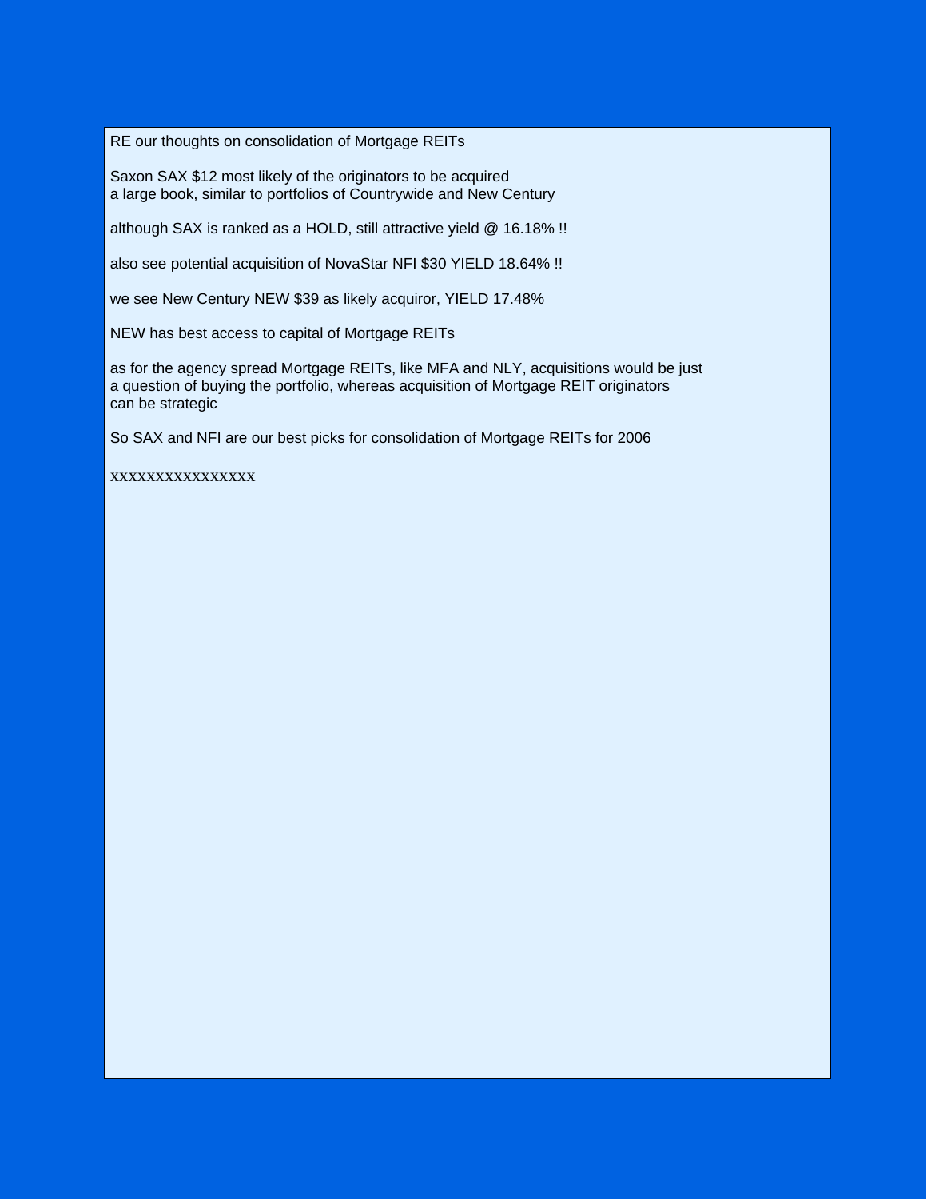RE our thoughts on consolidation of Mortgage REITs

Saxon SAX $12 most likely of the originators to be acquired
a large book, similar to portfolios of Countrywide and New Century

although SAX is ranked as a HOLD, still attractive yield @ 16.18% !!

also see potential acquisition of NovaStar NFI $30 YIELD 18.64% !!

we see New Century NEW $39 as likely acquiror, YIELD 17.48%

NEW has best access to capital of Mortgage REITs

as for the agency spread Mortgage REITs, like MFA and NLY, acquisitions would be just
a question of buying the portfolio, whereas acquisition of Mortgage REIT originators
can be strategic

So SAX and NFI are our best picks for consolidation of Mortgage REITs for 2006

xxxxxxxxxxxxxxx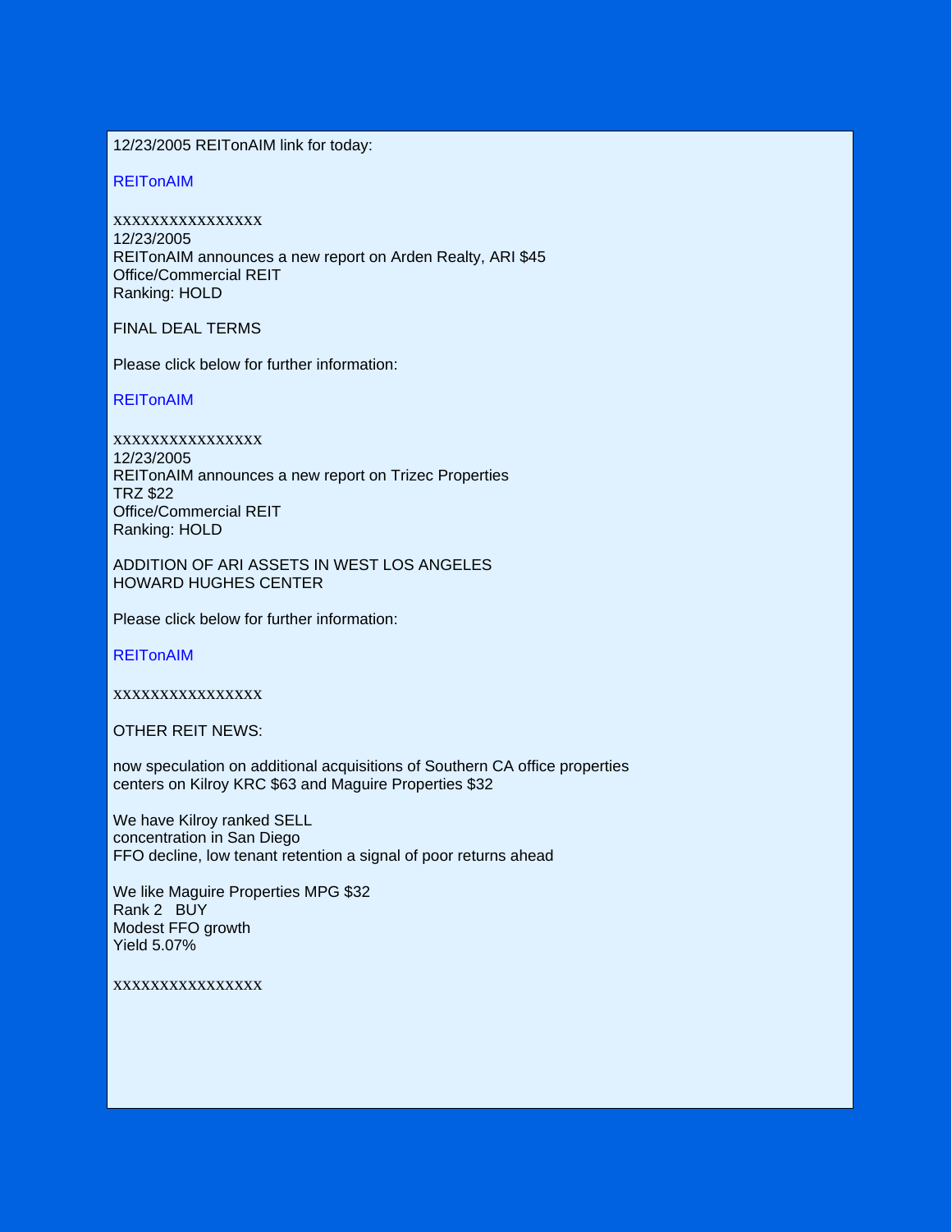12/23/2005 REITonAIM link for today:

REITonAIM

xxxxxxxxxxxxxxxx
12/23/2005
REITonAIM announces a new report on Arden Realty, ARI $45
Office/Commercial REIT
Ranking: HOLD

FINAL DEAL TERMS

Please click below for further information:

REITonAIM

xxxxxxxxxxxxxxxx
12/23/2005
REITonAIM announces a new report on Trizec Properties
TRZ $22
Office/Commercial REIT
Ranking: HOLD

ADDITION OF ARI ASSETS IN WEST LOS ANGELES
HOWARD HUGHES CENTER

Please click below for further information:

REITonAIM

xxxxxxxxxxxxxxxx

OTHER REIT NEWS:

now speculation on additional acquisitions of Southern CA office properties
centers on Kilroy KRC $63 and Maguire Properties $32

We have Kilroy ranked SELL
concentration in San Diego
FFO decline, low tenant retention a signal of poor returns ahead

We like Maguire Properties MPG $32
Rank 2 BUY
Modest FFO growth
Yield 5.07%

xxxxxxxxxxxxxxxx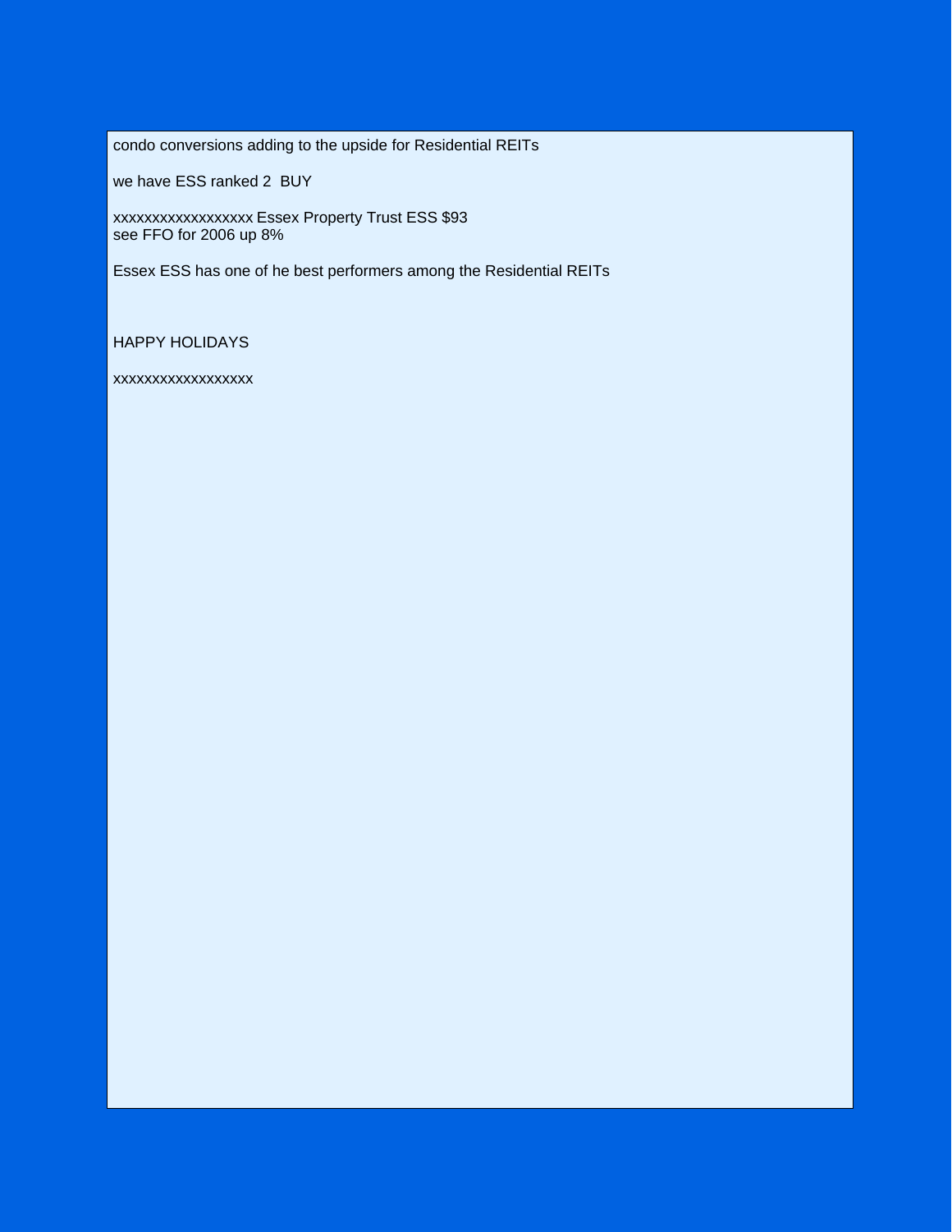condo conversions adding to the upside for Residential REITs

we have ESS ranked 2  BUY

xxxxxxxxxxxxxxxxxx Essex Property Trust ESS $93
see FFO for 2006 up 8%

Essex ESS has one of he best performers among the Residential REITs

HAPPY HOLIDAYS

xxxxxxxxxxxxxxxxxx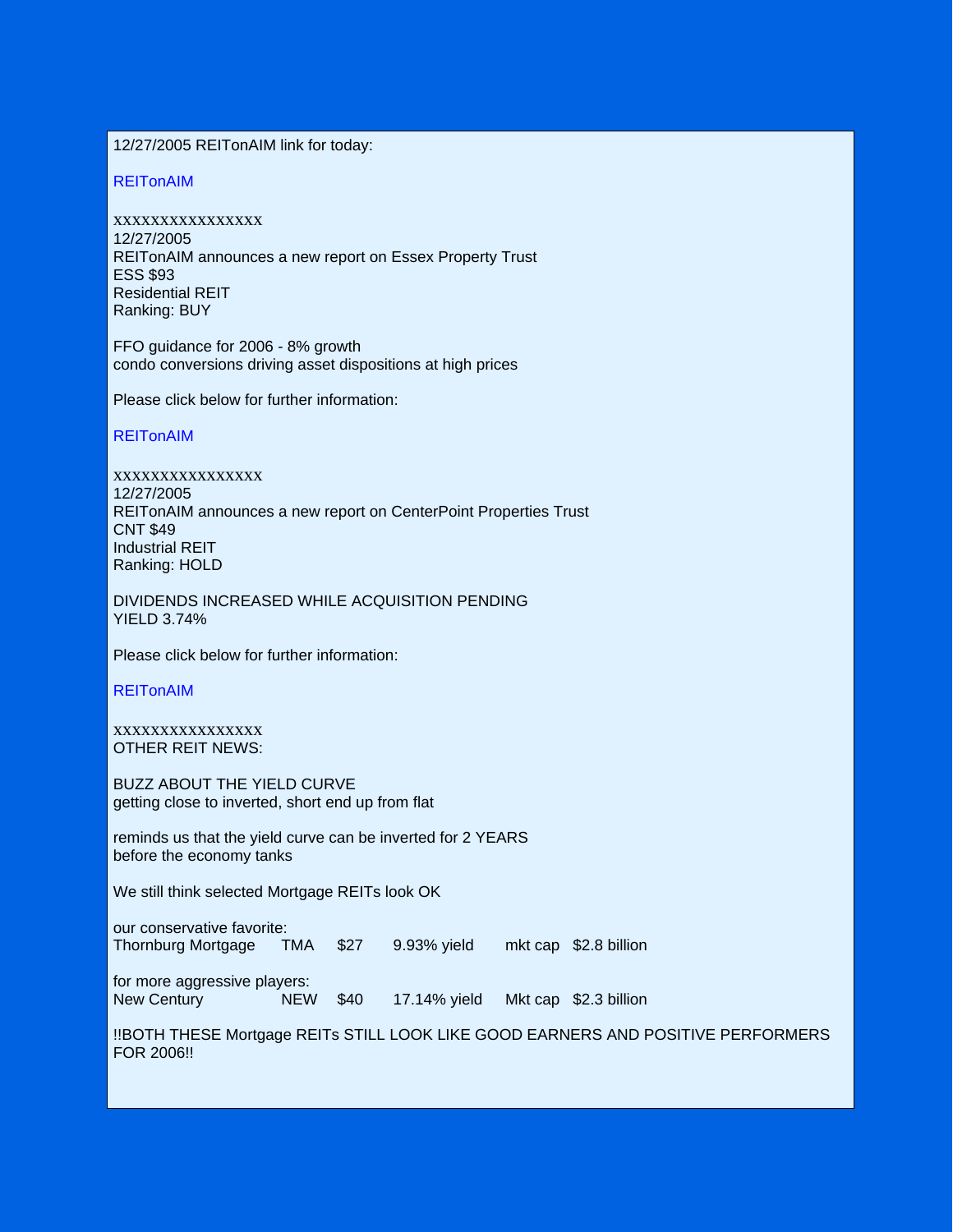12/27/2005 REITonAIM link for today:

REITonAIM

xxxxxxxxxxxxxxxx
12/27/2005
REITonAIM announces a new report on Essex Property Trust
ESS $93
Residential REIT
Ranking: BUY

FFO guidance for 2006 - 8% growth
condo conversions driving asset dispositions at high prices

Please click below for further information:

REITonAIM

xxxxxxxxxxxxxxxx
12/27/2005
REITonAIM announces a new report on CenterPoint Properties Trust
CNT $49
Industrial REIT
Ranking: HOLD

DIVIDENDS INCREASED WHILE ACQUISITION PENDING
YIELD 3.74%

Please click below for further information:

REITonAIM

xxxxxxxxxxxxxxxx
OTHER REIT NEWS:

BUZZ ABOUT THE YIELD CURVE
getting close to inverted, short end up from flat

reminds us that the yield curve can be inverted for 2 YEARS
before the economy tanks

We still think selected Mortgage REITs look OK

our conservative favorite:

| Thornburg Mortgage | TMA | $27 | 9.93% yield | mkt cap | $2.8 billion |
|---|---|---|---|---|---|

for more aggressive players:

| New Century | NEW | $40 | 17.14% yield | Mkt cap | $2.3 billion |
|---|---|---|---|---|---|

!!BOTH THESE Mortgage REITs STILL LOOK LIKE GOOD EARNERS AND POSITIVE PERFORMERS FOR 2006!!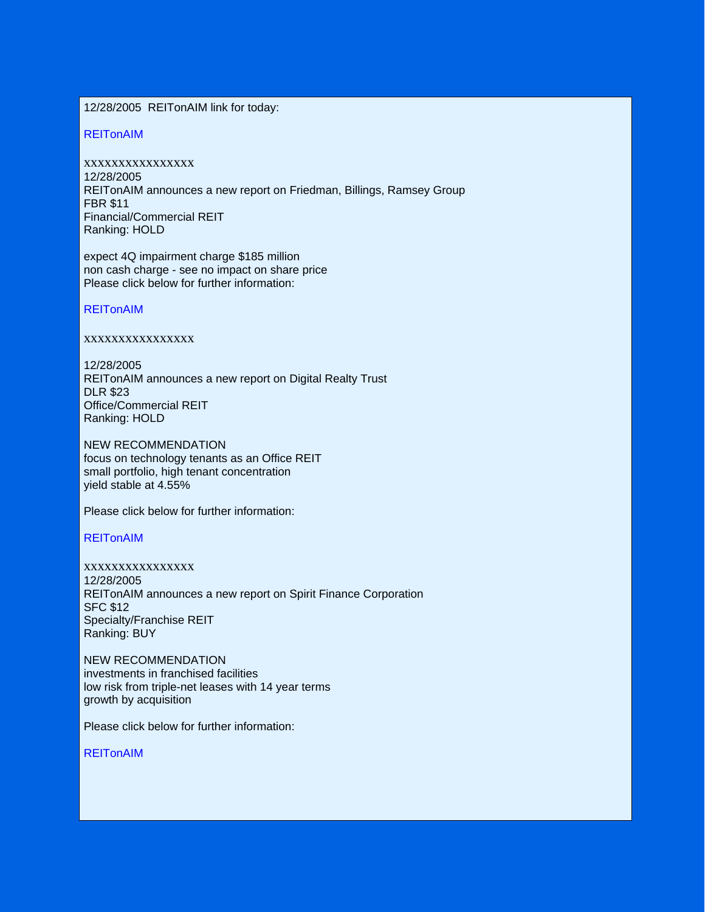12/28/2005 REITonAIM link for today:

REITonAIM

xxxxxxxxxxxxxxxx

12/28/2005
REITonAIM announces a new report on Friedman, Billings, Ramsey Group
FBR $11
Financial/Commercial REIT
Ranking: HOLD

expect 4Q impairment charge $185 million
non cash charge - see no impact on share price
Please click below for further information:

REITonAIM

xxxxxxxxxxxxxxxx

12/28/2005
REITonAIM announces a new report on Digital Realty Trust
DLR $23
Office/Commercial REIT
Ranking: HOLD

NEW RECOMMENDATION
focus on technology tenants as an Office REIT
small portfolio, high tenant concentration
yield stable at 4.55%

Please click below for further information:

REITonAIM

xxxxxxxxxxxxxxxx

12/28/2005
REITonAIM announces a new report on Spirit Finance Corporation
SFC $12
Specialty/Franchise REIT
Ranking: BUY

NEW RECOMMENDATION
investments in franchised facilities
low risk from triple-net leases with 14 year terms
growth by acquisition

Please click below for further information:

REITonAIM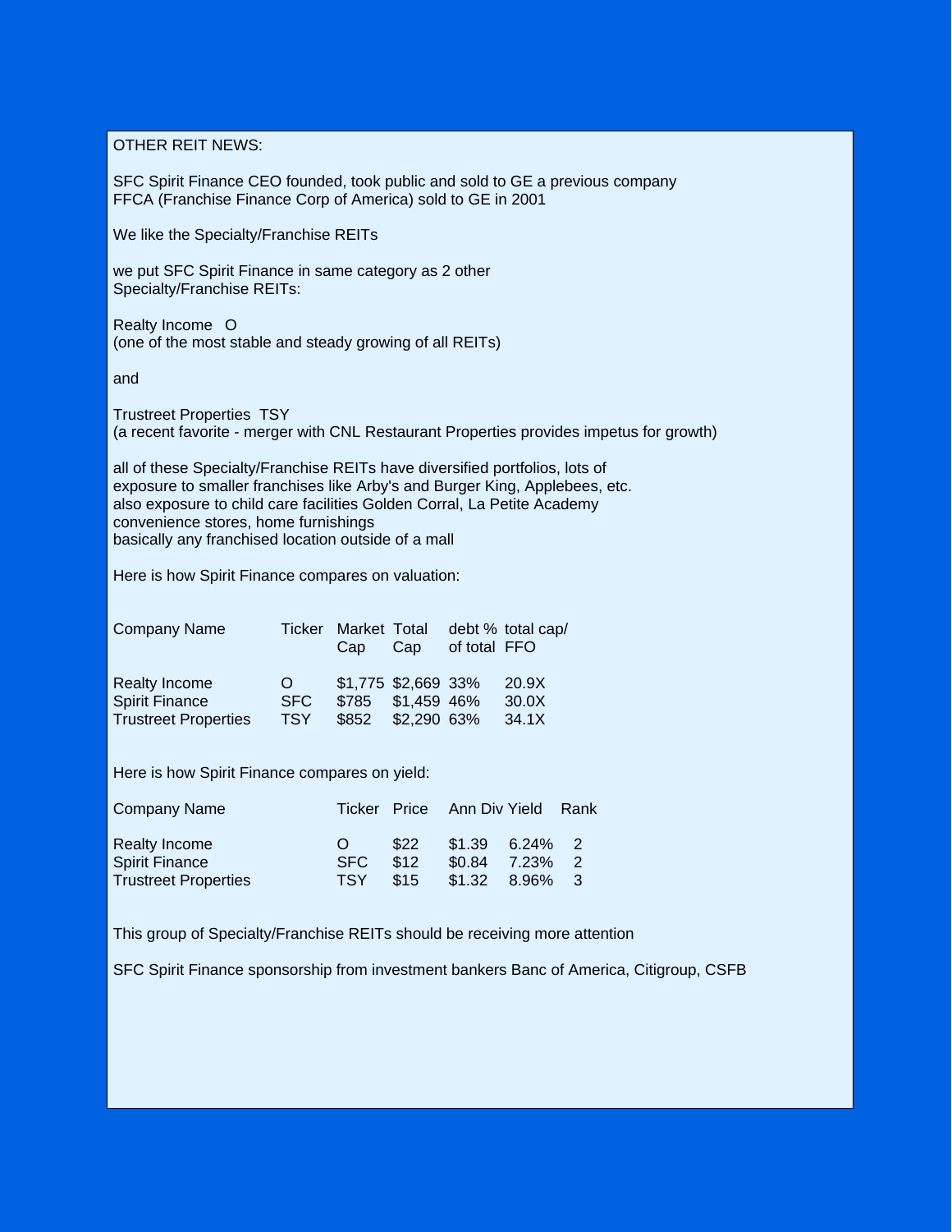OTHER REIT NEWS:

SFC Spirit Finance CEO founded, took public and sold to GE a previous company
FFCA (Franchise Finance Corp of America) sold to GE in 2001

We like the Specialty/Franchise REITs

we put SFC Spirit Finance in same category as 2 other
Specialty/Franchise REITs:

Realty Income O
(one of the most stable and steady growing of all REITs)

and

Trustreet Properties TSY
(a recent favorite - merger with CNL Restaurant Properties provides impetus for growth)

all of these Specialty/Franchise REITs have diversified portfolios, lots of
exposure to smaller franchises like Arby's and Burger King, Applebees, etc.
also exposure to child care facilities Golden Corral, La Petite Academy
convenience stores, home furnishings
basically any franchised location outside of a mall

Here is how Spirit Finance compares on valuation:

| Company Name | Ticker | Market Cap | Total Cap | debt % of total | total cap/ FFO |
|---|---|---|---|---|---|
| Realty Income | O | $1,775 | $2,669 | 33% | 20.9X |
| Spirit Finance | SFC | $785 | $1,459 | 46% | 30.0X |
| Trustreet Properties | TSY | $852 | $2,290 | 63% | 34.1X |

Here is how Spirit Finance compares on yield:

| Company Name | Ticker | Price | Ann Div | Yield | Rank |
|---|---|---|---|---|---|
| Realty Income | O | $22 | $1.39 | 6.24% | 2 |
| Spirit Finance | SFC | $12 | $0.84 | 7.23% | 2 |
| Trustreet Properties | TSY | $15 | $1.32 | 8.96% | 3 |

This group of Specialty/Franchise REITs should be receiving more attention

SFC Spirit Finance sponsorship from investment bankers Banc of America, Citigroup, CSFB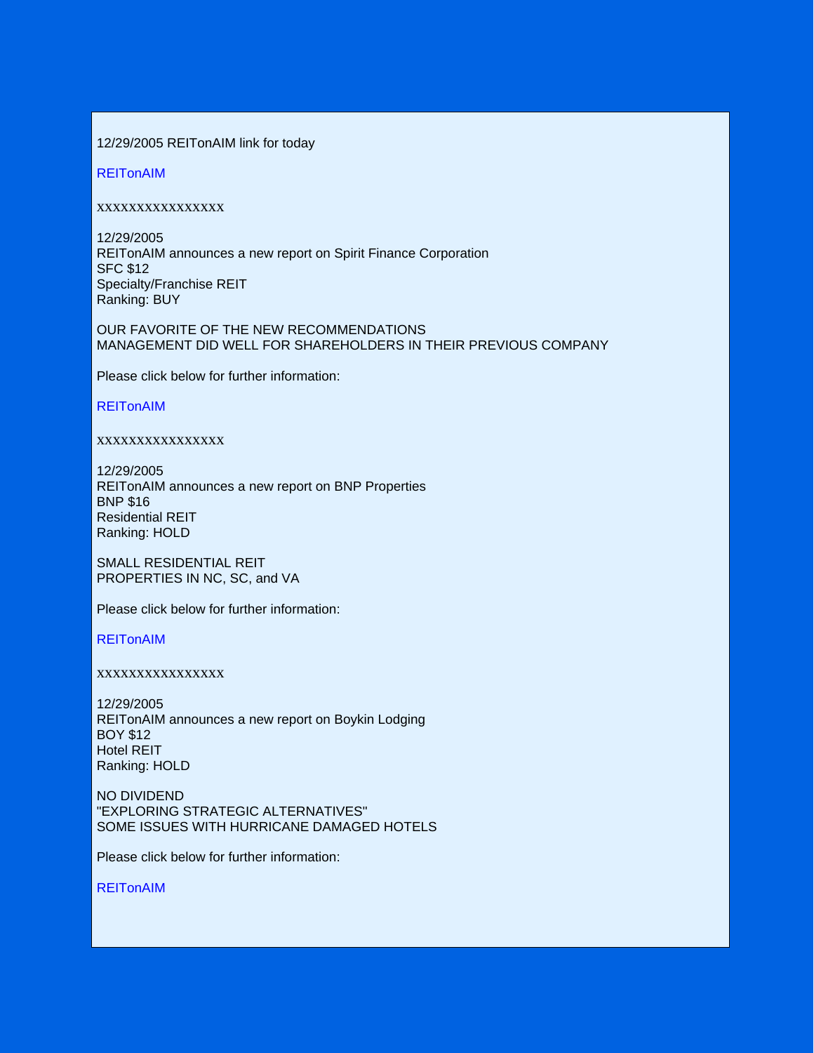12/29/2005 REITonAIM link for today

REITonAIM

xxxxxxxxxxxxxxxx

12/29/2005
REITonAIM announces a new report on Spirit Finance Corporation
SFC $12
Specialty/Franchise REIT
Ranking: BUY

OUR FAVORITE OF THE NEW RECOMMENDATIONS
MANAGEMENT DID WELL FOR SHAREHOLDERS IN THEIR PREVIOUS COMPANY

Please click below for further information:

REITonAIM

xxxxxxxxxxxxxxxx

12/29/2005
REITonAIM announces a new report on BNP Properties
BNP $16
Residential REIT
Ranking: HOLD

SMALL RESIDENTIAL REIT
PROPERTIES IN NC, SC, and VA

Please click below for further information:

REITonAIM

xxxxxxxxxxxxxxxx

12/29/2005
REITonAIM announces a new report on Boykin Lodging
BOY $12
Hotel REIT
Ranking: HOLD

NO DIVIDEND
"EXPLORING STRATEGIC ALTERNATIVES"
SOME ISSUES WITH HURRICANE DAMAGED HOTELS

Please click below for further information:

REITonAIM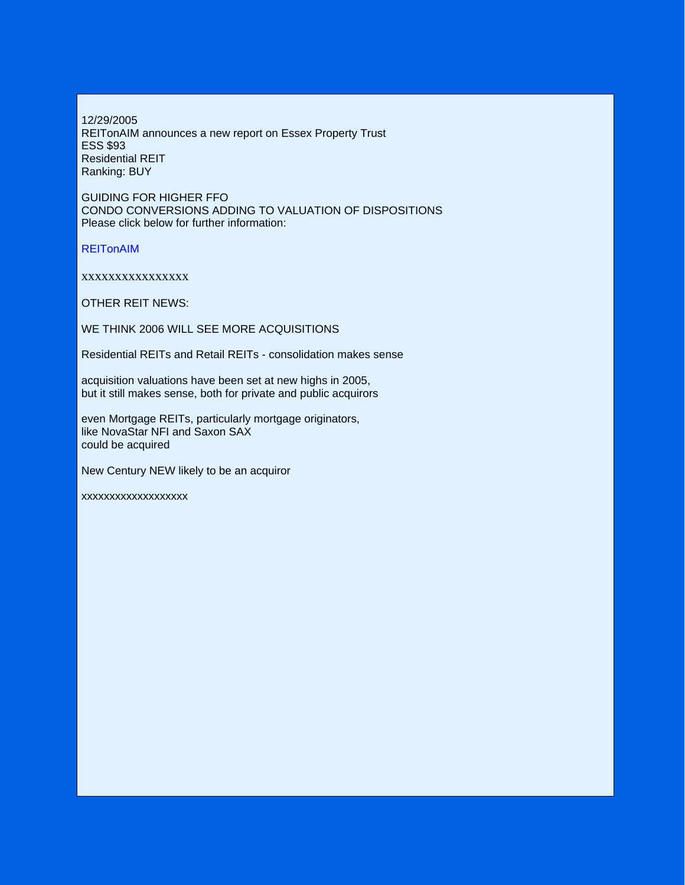12/29/2005
REITonAIM announces a new report on Essex Property Trust
ESS $93
Residential REIT
Ranking: BUY

GUIDING FOR HIGHER FFO
CONDO CONVERSIONS ADDING TO VALUATION OF DISPOSITIONS
Please click below for further information:

REITonAIM

xxxxxxxxxxxxxxxx

OTHER REIT NEWS:

WE THINK 2006 WILL SEE MORE ACQUISITIONS

Residential REITs and Retail REITs - consolidation makes sense

acquisition valuations have been set at new highs in 2005,
but it still makes sense, both for private and public acquirors

even Mortgage REITs, particularly mortgage originators,
like NovaStar NFI and Saxon SAX
could be acquired

New Century NEW likely to be an acquiror

xxxxxxxxxxxxxxxxxx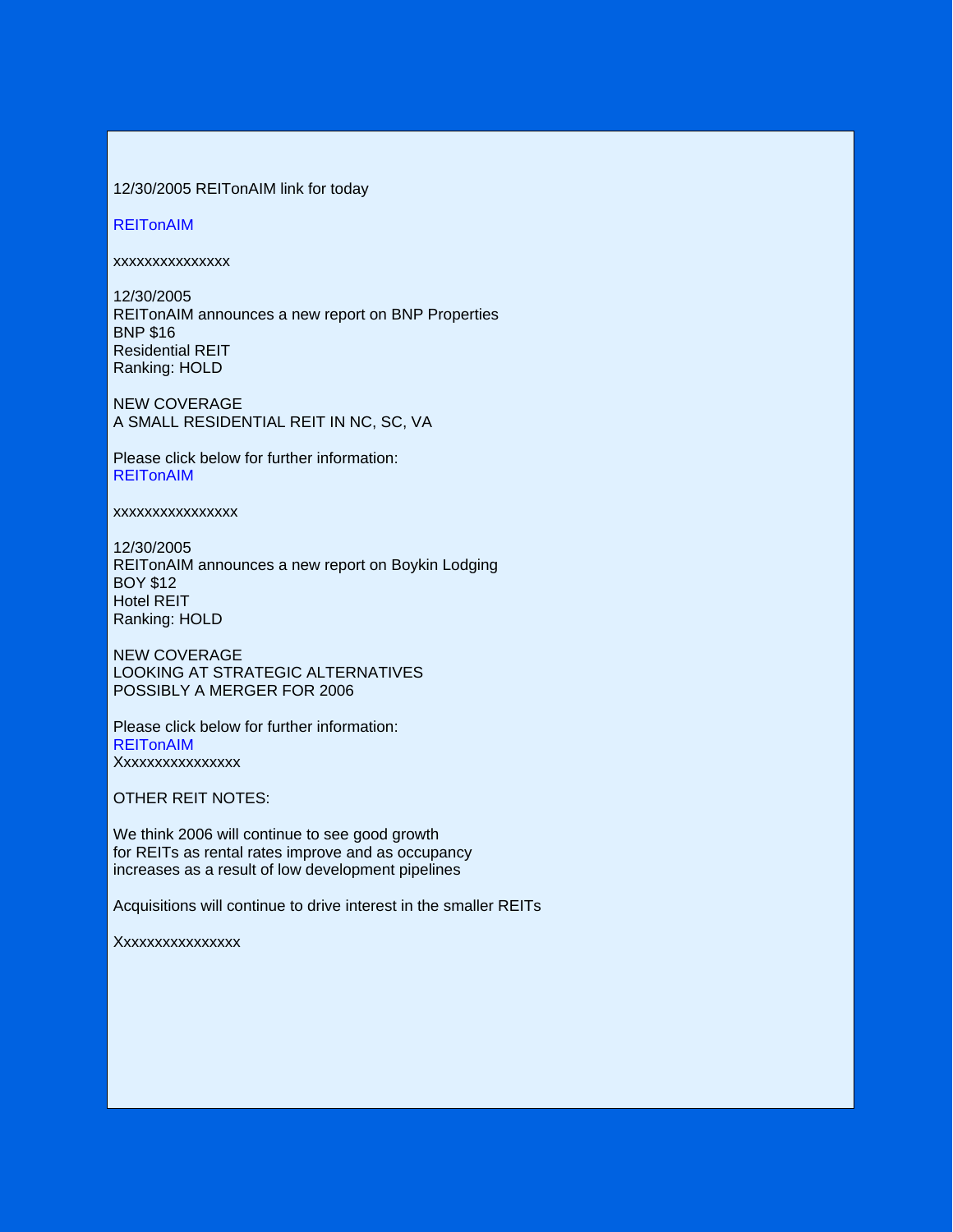12/30/2005 REITonAIM link for today

REITonAIM

xxxxxxxxxxxxxxx

12/30/2005
REITonAIM announces a new report on BNP Properties
BNP $16
Residential REIT
Ranking: HOLD

NEW COVERAGE
A SMALL RESIDENTIAL REIT IN NC, SC, VA

Please click below for further information:
REITonAIM

xxxxxxxxxxxxxxxx

12/30/2005
REITonAIM announces a new report on Boykin Lodging
BOY $12
Hotel REIT
Ranking: HOLD

NEW COVERAGE
LOOKING AT STRATEGIC ALTERNATIVES
POSSIBLY A MERGER FOR 2006

Please click below for further information:
REITonAIM
Xxxxxxxxxxxxxxxx

OTHER REIT NOTES:

We think 2006 will continue to see good growth
for REITs as rental rates improve and as occupancy
increases as a result of low development pipelines

Acquisitions will continue to drive interest in the smaller REITs

Xxxxxxxxxxxxxxxx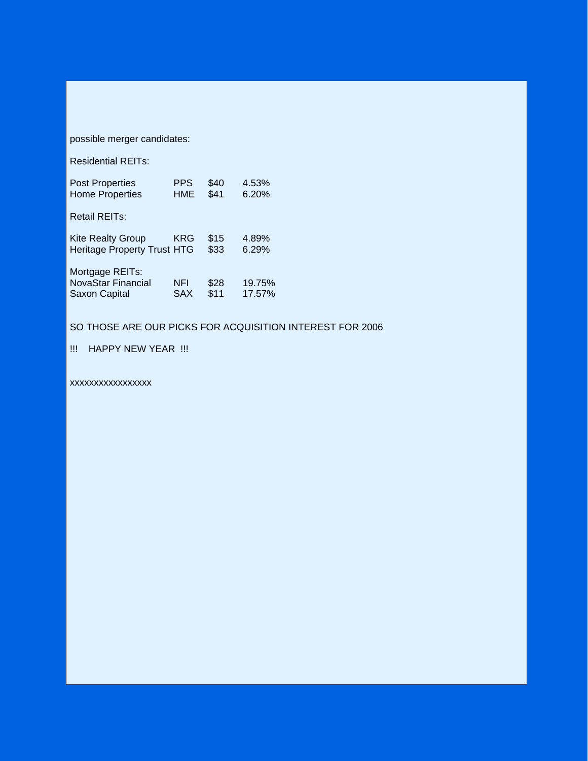possible merger candidates:

Residential REITs:

| | | | |
|---|---|---|---|
| Post Properties | PPS | $40 | 4.53% |
| Home Properties | HME | $41 | 6.20% |

Retail REITs:

| | | | |
|---|---|---|---|
| Kite Realty Group | KRG | $15 | 4.89% |
| Heritage Property Trust | HTG | $33 | 6.29% |

Mortgage REITs:

| | | | |
|---|---|---|---|
| NovaStar Financial | NFI | $28 | 19.75% |
| Saxon Capital | SAX | $11 | 17.57% |

SO THOSE ARE OUR PICKS FOR ACQUISITION INTEREST FOR 2006

!!! HAPPY NEW YEAR !!!

xxxxxxxxxxxxxxxx